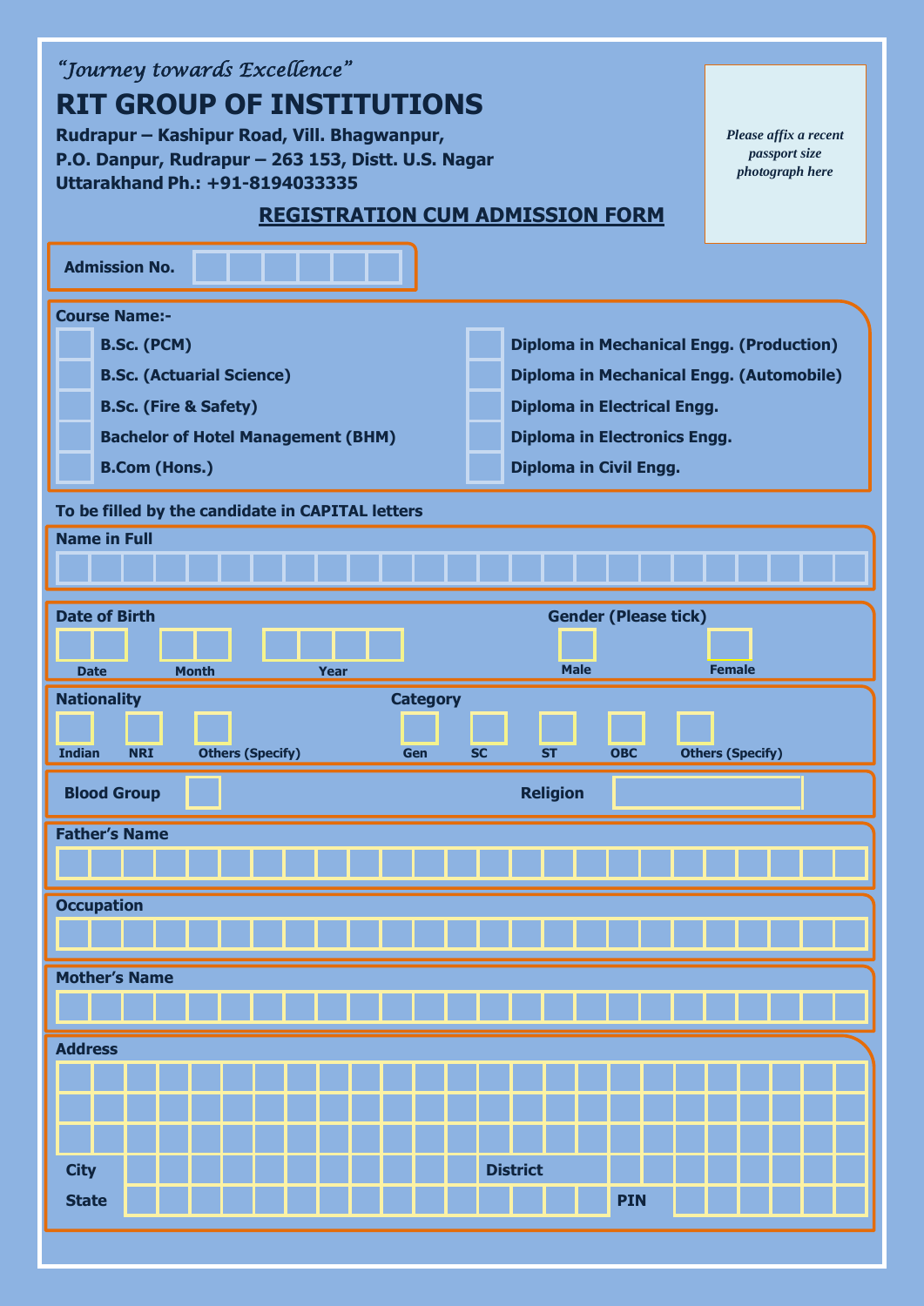*"Journey towards Excellence"*

# RIT GROUP OF INSTITUTIONS

**Rudrapur – Kashipur Road, Vill. Bhagwanpur,**
**P.O. Danpur, Rudrapur – 263 153, Distt. U.S. Nagar**
**Uttarakhand Ph.: +91-8194033335**

*Please affix a recent passport size photograph here*

## REGISTRATION CUM ADMISSION FORM

**Admission No.** ☐☐☐☐☐☐

**Course Name:-**

- ☐ B.Sc. (PCM)
- ☐ B.Sc. (Actuarial Science)
- ☐ B.Sc. (Fire & Safety)
- ☐ Bachelor of Hotel Management (BHM)
- ☐ B.Com (Hons.)
- ☐ Diploma in Mechanical Engg. (Production)
- ☐ Diploma in Mechanical Engg. (Automobile)
- ☐ Diploma in Electrical Engg.
- ☐ Diploma in Electronics Engg.
- ☐ Diploma in Civil Engg.

**To be filled by the candidate in CAPITAL letters**

**Name in Full**

**Date of Birth**

Date ☐☐ Month ☐☐ Year ☐☐☐☐

**Gender (Please tick)**

☐ Male ☐ Female

**Nationality**

☐ Indian ☐ NRI ☐ Others (Specify)

**Category**

☐ Gen ☐ SC ☐ ST ☐ OBC ☐ Others (Specify)

**Blood Group** ☐

**Religion**

**Father's Name**

**Occupation**

**Mother's Name**

**Address**

**City**

**District**

**State**

**PIN**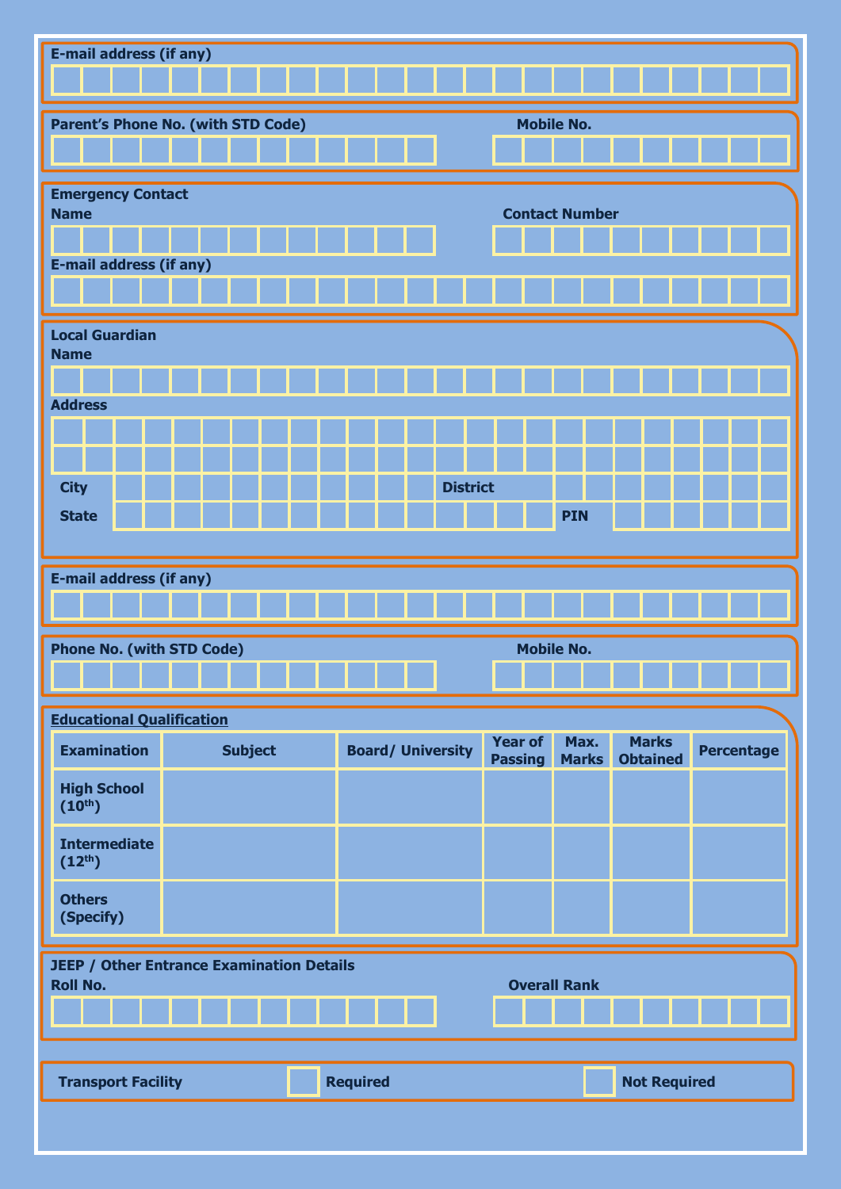**E-mail address (if any)**

**Parent's Phone No. (with STD Code)**

**Mobile No.**

**Emergency Contact**

**Name**

**Contact Number**

**E-mail address (if any)**

**Local Guardian**

**Name**

**Address**

**City**

**District**

**State**

**PIN**

**E-mail address (if any)**

**Phone No. (with STD Code)**

**Mobile No.**

**Educational Qualification**

| Examination | Subject | Board/ University | Year of Passing | Max. Marks | Marks Obtained | Percentage |
|---|---|---|---|---|---|---|
| High School (10th) | | | | | | |
| Intermediate (12th) | | | | | | |
| Others (Specify) | | | | | | |

**JEEP / Other Entrance Examination Details**

**Roll No.**

**Overall Rank**

**Transport Facility** ☐ **Required** ☐ **Not Required**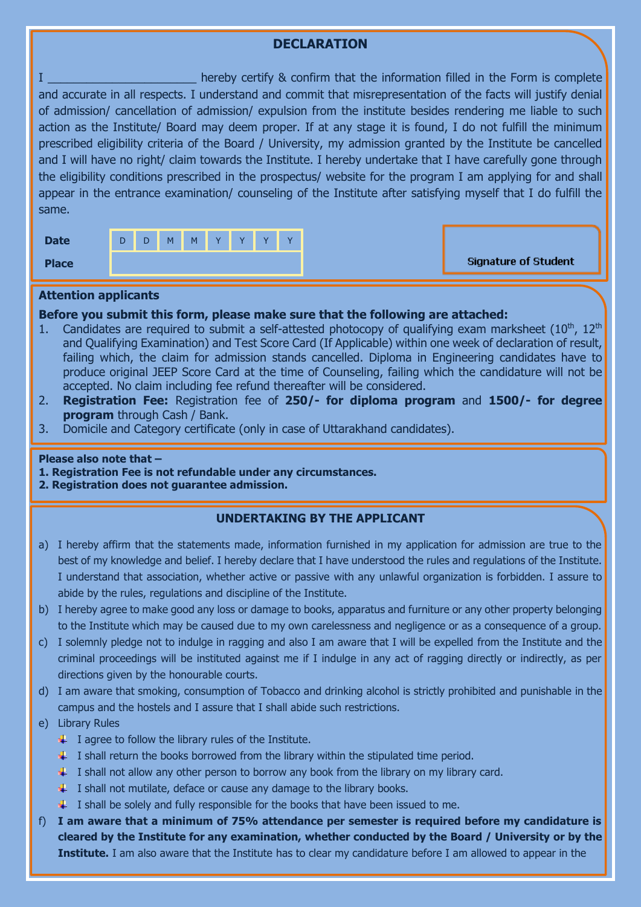## DECLARATION

I ______________________ hereby certify & confirm that the information filled in the Form is complete and accurate in all respects. I understand and commit that misrepresentation of the facts will justify denial of admission/ cancellation of admission/ expulsion from the institute besides rendering me liable to such action as the Institute/ Board may deem proper. If at any stage it is found, I do not fulfill the minimum prescribed eligibility criteria of the Board / University, my admission granted by the Institute be cancelled and I will have no right/ claim towards the Institute. I hereby undertake that I have carefully gone through the eligibility conditions prescribed in the prospectus/ website for the program I am applying for and shall appear in the entrance examination/ counseling of the Institute after satisfying myself that I do fulfill the same.

| **Date** | D | D | M | M | Y | Y | Y | Y |
|---|---|---|---|---|---|---|---|---|
| **Place** | | | | | | | | |

Signature of Student

**Attention applicants**

**Before you submit this form, please make sure that the following are attached:**

1. Candidates are required to submit a self-attested photocopy of qualifying exam marksheet (10th, 12th and Qualifying Examination) and Test Score Card (If Applicable) within one week of declaration of result, failing which, the claim for admission stands cancelled. Diploma in Engineering candidates have to produce original JEEP Score Card at the time of Counseling, failing which the candidature will not be accepted. No claim including fee refund thereafter will be considered.
2. **Registration Fee:** Registration fee of **250/- for diploma program** and **1500/- for degree program** through Cash / Bank.
3. Domicile and Category certificate (only in case of Uttarakhand candidates).

**Please also note that –**
**1. Registration Fee is not refundable under any circumstances.**
**2. Registration does not guarantee admission.**

## UNDERTAKING BY THE APPLICANT

a) I hereby affirm that the statements made, information furnished in my application for admission are true to the best of my knowledge and belief. I hereby declare that I have understood the rules and regulations of the Institute. I understand that association, whether active or passive with any unlawful organization is forbidden. I assure to abide by the rules, regulations and discipline of the Institute.

b) I hereby agree to make good any loss or damage to books, apparatus and furniture or any other property belonging to the Institute which may be caused due to my own carelessness and negligence or as a consequence of a group.

c) I solemnly pledge not to indulge in ragging and also I am aware that I will be expelled from the Institute and the criminal proceedings will be instituted against me if I indulge in any act of ragging directly or indirectly, as per directions given by the honourable courts.

d) I am aware that smoking, consumption of Tobacco and drinking alcohol is strictly prohibited and punishable in the campus and the hostels and I assure that I shall abide such restrictions.

e) Library Rules
   - I agree to follow the library rules of the Institute.
   - I shall return the books borrowed from the library within the stipulated time period.
   - I shall not allow any other person to borrow any book from the library on my library card.
   - I shall not mutilate, deface or cause any damage to the library books.
   - I shall be solely and fully responsible for the books that have been issued to me.

f) **I am aware that a minimum of 75% attendance per semester is required before my candidature is cleared by the Institute for any examination, whether conducted by the Board / University or by the Institute.** I am also aware that the Institute has to clear my candidature before I am allowed to appear in the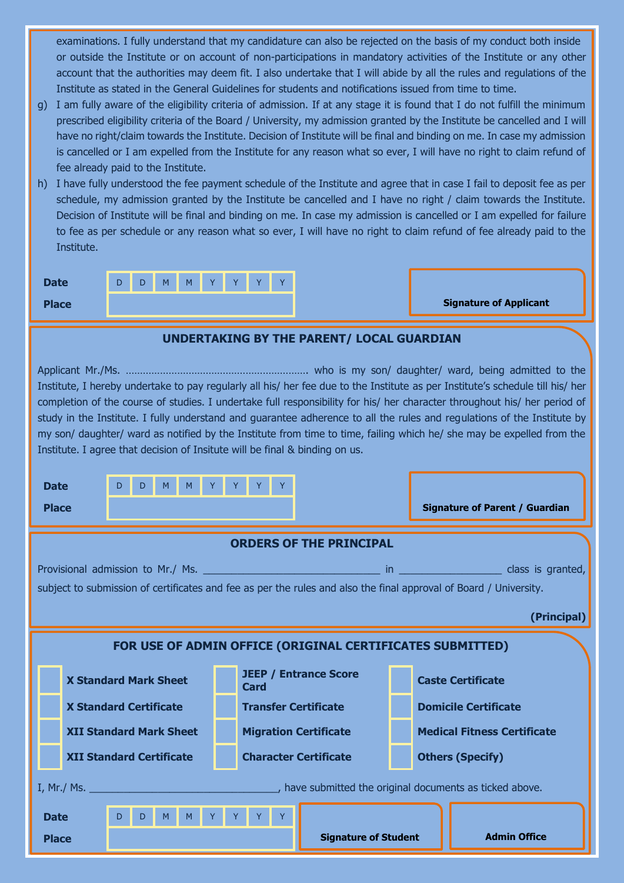examinations. I fully understand that my candidature can also be rejected on the basis of my conduct both inside or outside the Institute or on account of non-participations in mandatory activities of the Institute or any other account that the authorities may deem fit. I also undertake that I will abide by all the rules and regulations of the Institute as stated in the General Guidelines for students and notifications issued from time to time.

g) I am fully aware of the eligibility criteria of admission. If at any stage it is found that I do not fulfill the minimum prescribed eligibility criteria of the Board / University, my admission granted by the Institute be cancelled and I will have no right/claim towards the Institute. Decision of Institute will be final and binding on me. In case my admission is cancelled or I am expelled from the Institute for any reason what so ever, I will have no right to claim refund of fee already paid to the Institute.

h) I have fully understood the fee payment schedule of the Institute and agree that in case I fail to deposit fee as per schedule, my admission granted by the Institute be cancelled and I have no right / claim towards the Institute. Decision of Institute will be final and binding on me. In case my admission is cancelled or I am expelled for failure to fee as per schedule or any reason what so ever, I will have no right to claim refund of fee already paid to the Institute.

**Date** D D M M Y Y Y Y

**Place**

**Signature of Applicant**

## UNDERTAKING BY THE PARENT/ LOCAL GUARDIAN

Applicant Mr./Ms. ............................................................... who is my son/ daughter/ ward, being admitted to the Institute, I hereby undertake to pay regularly all his/ her fee due to the Institute as per Institute's schedule till his/ her completion of the course of studies. I undertake full responsibility for his/ her character throughout his/ her period of study in the Institute. I fully understand and guarantee adherence to all the rules and regulations of the Institute by my son/ daughter/ ward as notified by the Institute from time to time, failing which he/ she may be expelled from the Institute. I agree that decision of Insitute will be final & binding on us.

**Date** D D M M Y Y Y Y

**Place**

**Signature of Parent / Guardian**

## ORDERS OF THE PRINCIPAL

Provisional admission to Mr./ Ms. _______________________________ in __________________ class is granted, subject to submission of certificates and fee as per the rules and also the final approval of Board / University.

**(Principal)**

## FOR USE OF ADMIN OFFICE (ORIGINAL CERTIFICATES SUBMITTED)

- [ ] **X Standard Mark Sheet**
- [ ] **X Standard Certificate**
- [ ] **XII Standard Mark Sheet**
- [ ] **XII Standard Certificate**
- [ ] **JEEP / Entrance Score Card**
- [ ] **Transfer Certificate**
- [ ] **Migration Certificate**
- [ ] **Character Certificate**
- [ ] **Caste Certificate**
- [ ] **Domicile Certificate**
- [ ] **Medical Fitness Certificate**
- [ ] **Others (Specify)**

I, Mr./ Ms. _________________________________, have submitted the original documents as ticked above.

**Date** D D M M Y Y Y Y

**Place**

**Signature of Student**

**Admin Office**